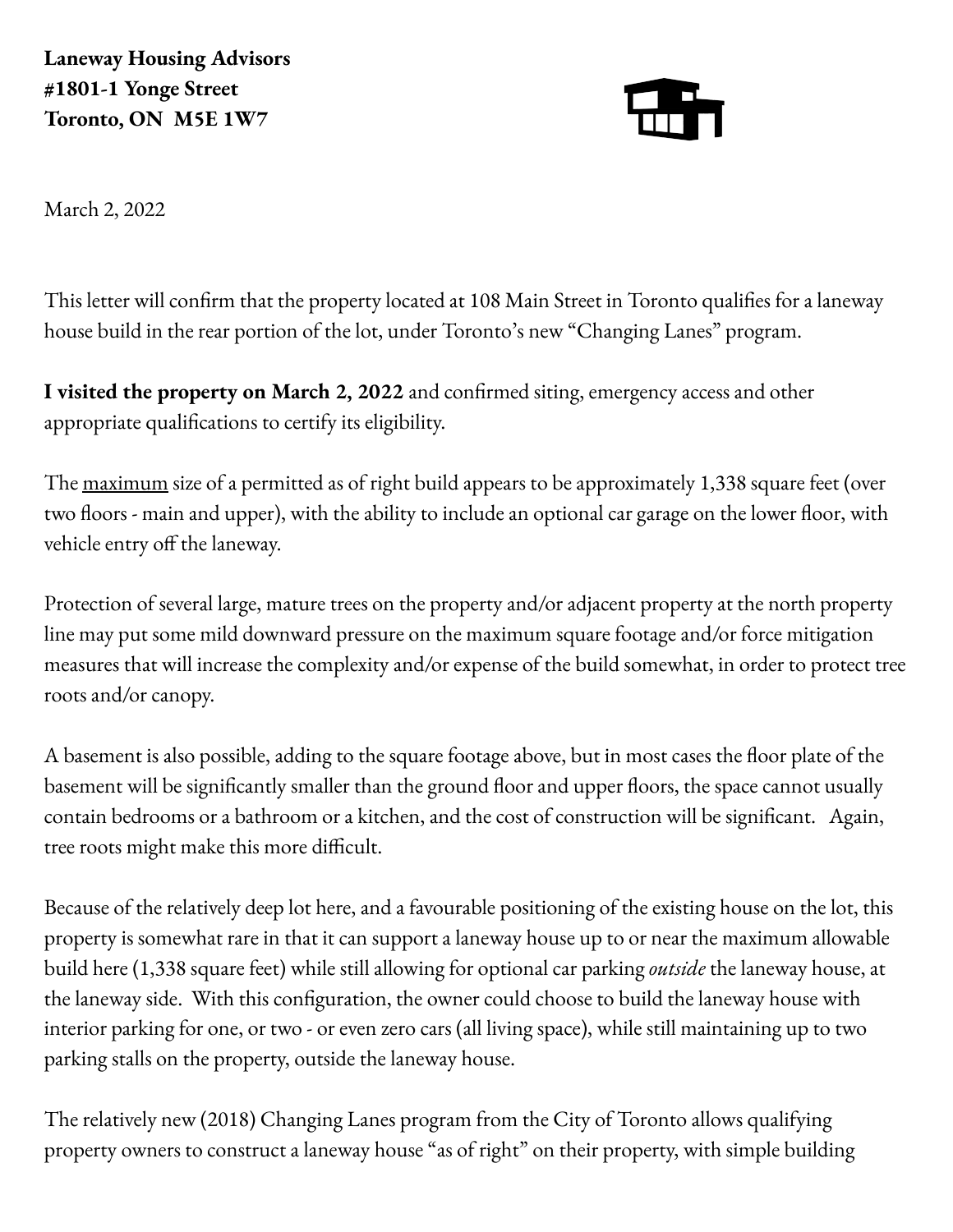**Laneway Housing Advisors**
**#1801-1 Yonge Street**
**Toronto, ON  M5E 1W7**

March 2, 2022

This letter will confirm that the property located at 108 Main Street in Toronto qualifies for a laneway house build in the rear portion of the lot, under Toronto's new "Changing Lanes" program.

**I visited the property on March 2, 2022** and confirmed siting, emergency access and other appropriate qualifications to certify its eligibility.

The <u>maximum</u> size of a permitted as of right build appears to be approximately 1,338 square feet (over two floors - main and upper), with the ability to include an optional car garage on the lower floor, with vehicle entry off the laneway.

Protection of several large, mature trees on the property and/or adjacent property at the north property line may put some mild downward pressure on the maximum square footage and/or force mitigation measures that will increase the complexity and/or expense of the build somewhat, in order to protect tree roots and/or canopy.

A basement is also possible, adding to the square footage above, but in most cases the floor plate of the basement will be significantly smaller than the ground floor and upper floors, the space cannot usually contain bedrooms or a bathroom or a kitchen, and the cost of construction will be significant.   Again, tree roots might make this more difficult.

Because of the relatively deep lot here, and a favourable positioning of the existing house on the lot, this property is somewhat rare in that it can support a laneway house up to or near the maximum allowable build here (1,338 square feet) while still allowing for optional car parking *outside* the laneway house, at the laneway side.  With this configuration, the owner could choose to build the laneway house with interior parking for one, or two - or even zero cars (all living space), while still maintaining up to two parking stalls on the property, outside the laneway house.

The relatively new (2018) Changing Lanes program from the City of Toronto allows qualifying property owners to construct a laneway house "as of right" on their property, with simple building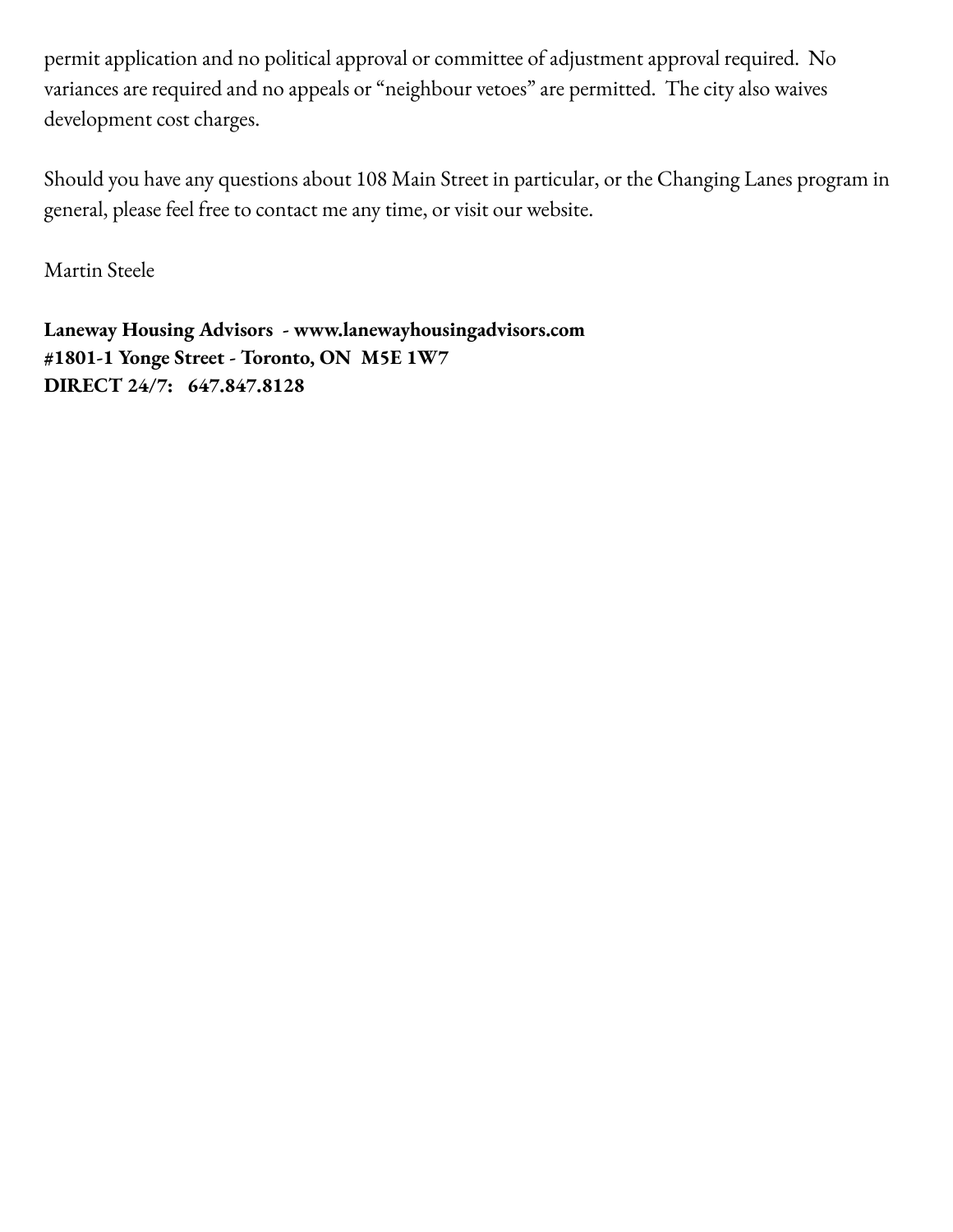permit application and no political approval or committee of adjustment approval required.  No variances are required and no appeals or "neighbour vetoes" are permitted.  The city also waives development cost charges.

Should you have any questions about 108 Main Street in particular, or the Changing Lanes program in general, please feel free to contact me any time, or visit our website.

Martin Steele

**Laneway Housing Advisors  - www.lanewayhousingadvisors.com**
**#1801-1 Yonge Street - Toronto, ON  M5E 1W7**
**DIRECT 24/7:   647.847.8128**